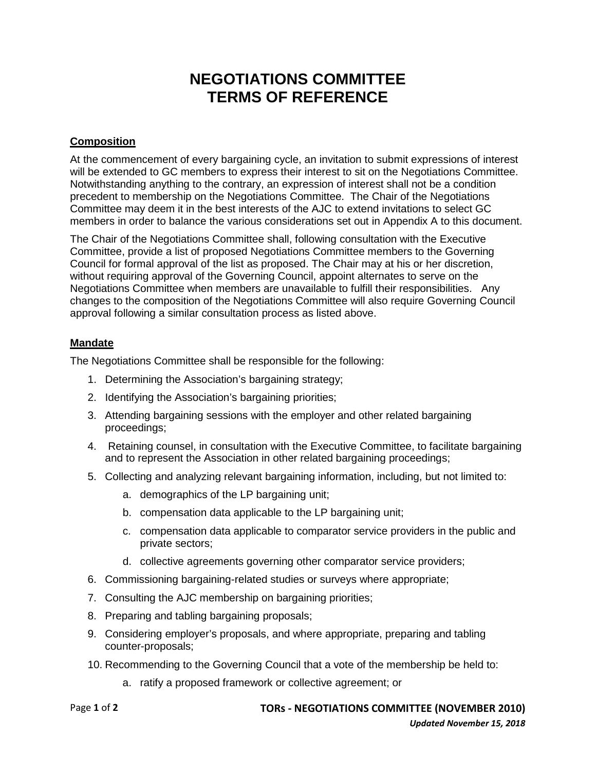# NEGOTIATIONS COMMITTEE TERMS OF REFERENCE

## Composition

At the commencement of every bargaining cycle, an invitation to submit expressions of interest will be extended to GC members to express their interest to sit on the Negotiations Committee. Notwithstanding anything to the contrary, an expression of interest shall not be a condition precedent to membership on the Negotiations Committee. The Chair of the Negotiations Committee may deem it in the best interests of the AJC to extend invitations to select GC members in order to balance the various considerations set out in Appendix A to this document.

The Chair of the Negotiations Committee shall, following consultation with the Executive Committee, provide a list of proposed Negotiations Committee members to the Governing Council for formal approval of the list as proposed. The Chair may at his or her discretion, without requiring approval of the Governing Council, appoint alternates to serve on the Negotiations Committee when members are unavailable to fulfill their responsibilities. Any changes to the composition of the Negotiations Committee will also require Governing Council approval following a similar consultation process as listed above.

## Mandate

The Negotiations Committee shall be responsible for the following:

1. Determining the Association's bargaining strategy;
2. Identifying the Association's bargaining priorities;
3. Attending bargaining sessions with the employer and other related bargaining proceedings;
4. Retaining counsel, in consultation with the Executive Committee, to facilitate bargaining and to represent the Association in other related bargaining proceedings;
5. Collecting and analyzing relevant bargaining information, including, but not limited to:
   a. demographics of the LP bargaining unit;
   b. compensation data applicable to the LP bargaining unit;
   c. compensation data applicable to comparator service providers in the public and private sectors;
   d. collective agreements governing other comparator service providers;
6. Commissioning bargaining-related studies or surveys where appropriate;
7. Consulting the AJC membership on bargaining priorities;
8. Preparing and tabling bargaining proposals;
9. Considering employer's proposals, and where appropriate, preparing and tabling counter-proposals;
10. Recommending to the Governing Council that a vote of the membership be held to:
    a. ratify a proposed framework or collective agreement; or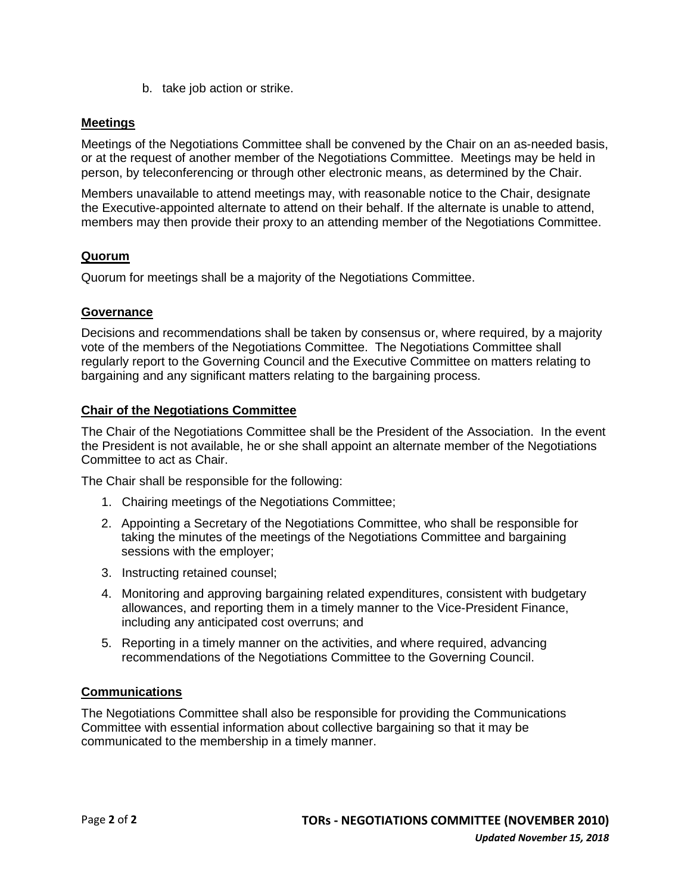b. take job action or strike.

## Meetings

Meetings of the Negotiations Committee shall be convened by the Chair on an as-needed basis, or at the request of another member of the Negotiations Committee. Meetings may be held in person, by teleconferencing or through other electronic means, as determined by the Chair.

Members unavailable to attend meetings may, with reasonable notice to the Chair, designate the Executive-appointed alternate to attend on their behalf. If the alternate is unable to attend, members may then provide their proxy to an attending member of the Negotiations Committee.

## Quorum

Quorum for meetings shall be a majority of the Negotiations Committee.

## Governance

Decisions and recommendations shall be taken by consensus or, where required, by a majority vote of the members of the Negotiations Committee. The Negotiations Committee shall regularly report to the Governing Council and the Executive Committee on matters relating to bargaining and any significant matters relating to the bargaining process.

## Chair of the Negotiations Committee

The Chair of the Negotiations Committee shall be the President of the Association. In the event the President is not available, he or she shall appoint an alternate member of the Negotiations Committee to act as Chair.

The Chair shall be responsible for the following:

1. Chairing meetings of the Negotiations Committee;
2. Appointing a Secretary of the Negotiations Committee, who shall be responsible for taking the minutes of the meetings of the Negotiations Committee and bargaining sessions with the employer;
3. Instructing retained counsel;
4. Monitoring and approving bargaining related expenditures, consistent with budgetary allowances, and reporting them in a timely manner to the Vice-President Finance, including any anticipated cost overruns; and
5. Reporting in a timely manner on the activities, and where required, advancing recommendations of the Negotiations Committee to the Governing Council.

## Communications

The Negotiations Committee shall also be responsible for providing the Communications Committee with essential information about collective bargaining so that it may be communicated to the membership in a timely manner.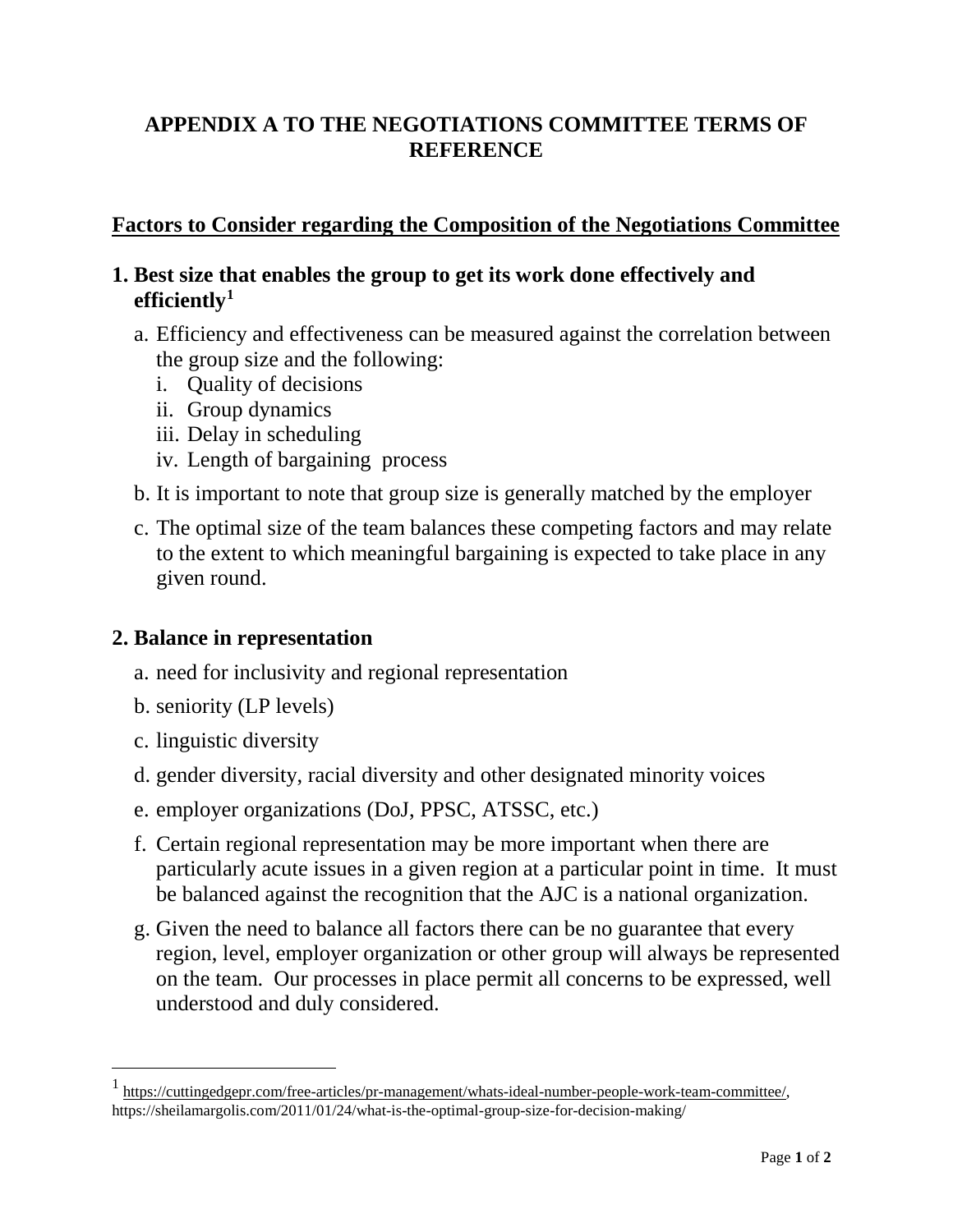# APPENDIX A TO THE NEGOTIATIONS COMMITTEE TERMS OF REFERENCE

## Factors to Consider regarding the Composition of the Negotiations Committee

### 1. Best size that enables the group to get its work done effectively and efficiently[1]

a. Efficiency and effectiveness can be measured against the correlation between the group size and the following:
   i. Quality of decisions
   ii. Group dynamics
   iii. Delay in scheduling
   iv. Length of bargaining process

b. It is important to note that group size is generally matched by the employer

c. The optimal size of the team balances these competing factors and may relate to the extent to which meaningful bargaining is expected to take place in any given round.

### 2. Balance in representation

a. need for inclusivity and regional representation

b. seniority (LP levels)

c. linguistic diversity

d. gender diversity, racial diversity and other designated minority voices

e. employer organizations (DoJ, PPSC, ATSSC, etc.)

f. Certain regional representation may be more important when there are particularly acute issues in a given region at a particular point in time. It must be balanced against the recognition that the AJC is a national organization.

g. Given the need to balance all factors there can be no guarantee that every region, level, employer organization or other group will always be represented on the team. Our processes in place permit all concerns to be expressed, well understood and duly considered.

---

[1] https://cuttingedgepr.com/free-articles/pr-management/whats-ideal-number-people-work-team-committee/, https://sheilamargolis.com/2011/01/24/what-is-the-optimal-group-size-for-decision-making/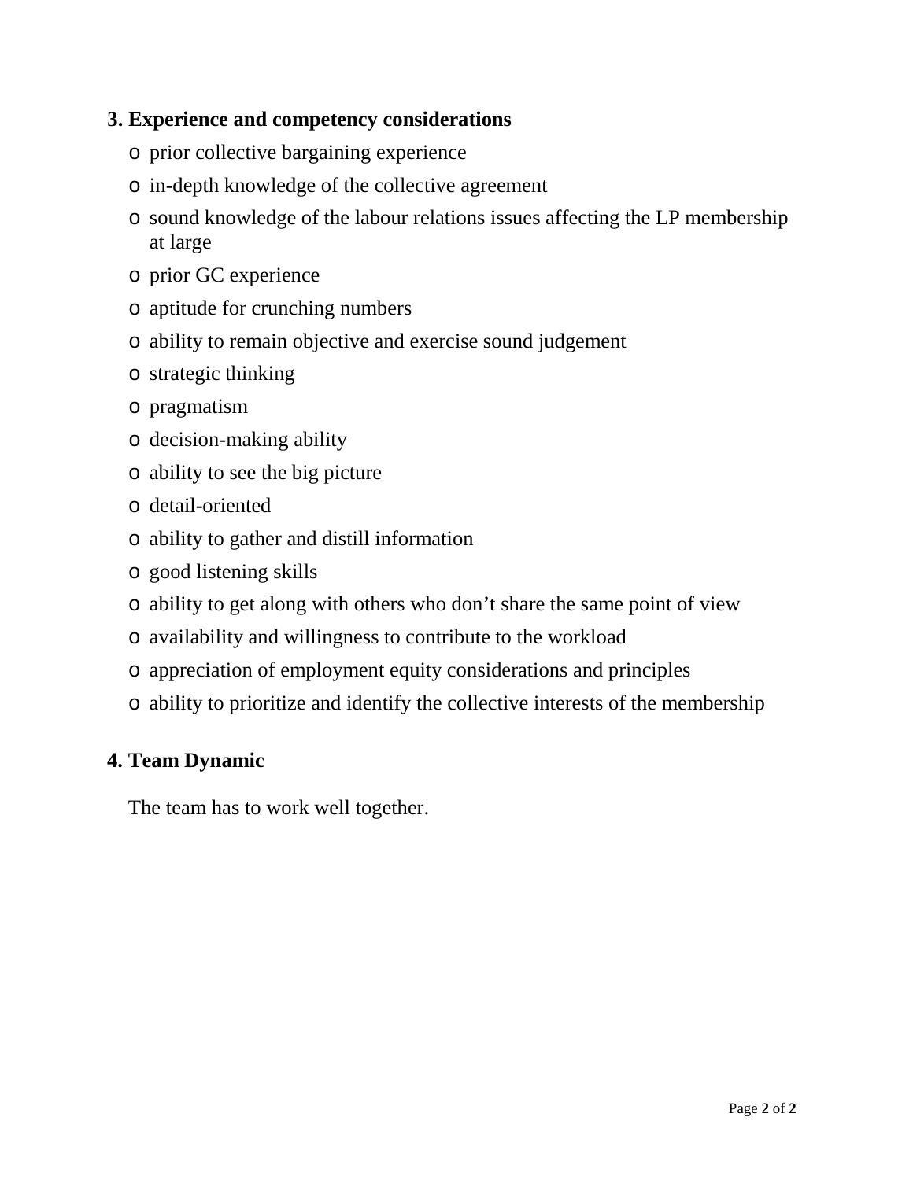**3. Experience and competency considerations**

- prior collective bargaining experience
- in-depth knowledge of the collective agreement
- sound knowledge of the labour relations issues affecting the LP membership at large
- prior GC experience
- aptitude for crunching numbers
- ability to remain objective and exercise sound judgement
- strategic thinking
- pragmatism
- decision-making ability
- ability to see the big picture
- detail-oriented
- ability to gather and distill information
- good listening skills
- ability to get along with others who don't share the same point of view
- availability and willingness to contribute to the workload
- appreciation of employment equity considerations and principles
- ability to prioritize and identify the collective interests of the membership

**4. Team Dynamic**

The team has to work well together.